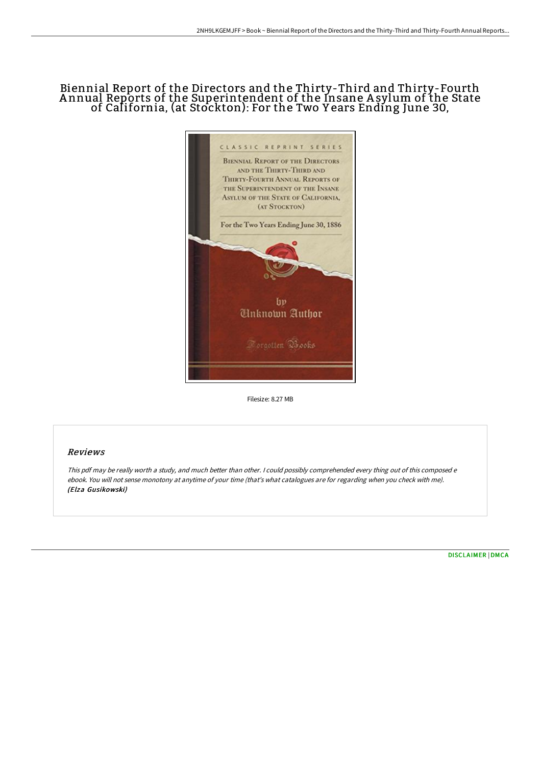# Biennial Report of the Directors and the Thirty-Third and Thirty-Fourth Annual Reports of the Superintendent of the Insane Asylum of the State of California, (at Stockton): For the Two Years Ending June 30,

CLASSIC REPRINT SERIES

BIENNIAL REPORT OF THE DIRECTORS AND THE THIRTY-THIRD AND THIRTY-FOURTH ANNUAL REPORTS OF THE SUPERINTENDENT OF THE INSANE ASYLUM OF THE STATE OF CALIFORNIA, (AT STOCKTON)

For the Two Years Ending June 30, 1886

by

Unknown Author

Forgotten Books

Filesize: 8.27 MB

## Reviews

*This pdf may be really worth a study, and much better than other. I could possibly comprehended every thing out of this composed e ebook. You will not sense monotony at anytime of your time (that's what catalogues are for regarding when you check with me).*
***(Elza Gusikowski)***

DISCLAIMER | DMCA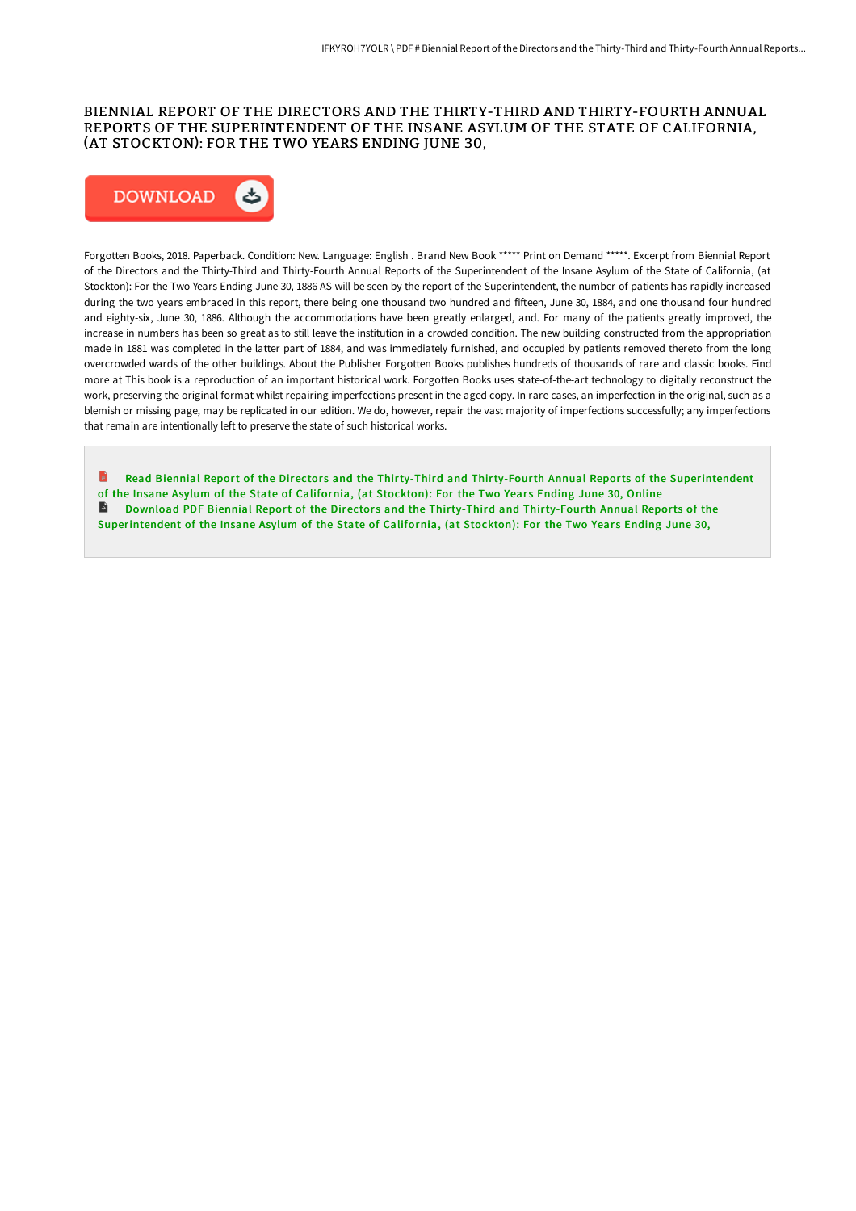# BIENNIAL REPORT OF THE DIRECTORS AND THE THIRTY-THIRD AND THIRTY-FOURTH ANNUAL REPORTS OF THE SUPERINTENDENT OF THE INSANE ASYLUM OF THE STATE OF CALIFORNIA, (AT STOCKTON): FOR THE TWO YEARS ENDING JUNE 30,

DOWNLOAD

Forgotten Books, 2018. Paperback. Condition: New. Language: English . Brand New Book ***** Print on Demand *****. Excerpt from Biennial Report of the Directors and the Thirty-Third and Thirty-Fourth Annual Reports of the Superintendent of the Insane Asylum of the State of California, (at Stockton): For the Two Years Ending June 30, 1886 AS will be seen by the report of the Superintendent, the number of patients has rapidly increased during the two years embraced in this report, there being one thousand two hundred and fifteen, June 30, 1884, and one thousand four hundred and eighty-six, June 30, 1886. Although the accommodations have been greatly enlarged, and. For many of the patients greatly improved, the increase in numbers has been so great as to still leave the institution in a crowded condition. The new building constructed from the appropriation made in 1881 was completed in the latter part of 1884, and was immediately furnished, and occupied by patients removed thereto from the long overcrowded wards of the other buildings. About the Publisher Forgotten Books publishes hundreds of thousands of rare and classic books. Find more at This book is a reproduction of an important historical work. Forgotten Books uses state-of-the-art technology to digitally reconstruct the work, preserving the original format whilst repairing imperfections present in the aged copy. In rare cases, an imperfection in the original, such as a blemish or missing page, may be replicated in our edition. We do, however, repair the vast majority of imperfections successfully; any imperfections that remain are intentionally left to preserve the state of such historical works.

Read Biennial Report of the Directors and the Thirty-Third and Thirty-Fourth Annual Reports of the Superintendent of the Insane Asylum of the State of California, (at Stockton): For the Two Years Ending June 30, Online

Download PDF Biennial Report of the Directors and the Thirty-Third and Thirty-Fourth Annual Reports of the Superintendent of the Insane Asylum of the State of California, (at Stockton): For the Two Years Ending June 30,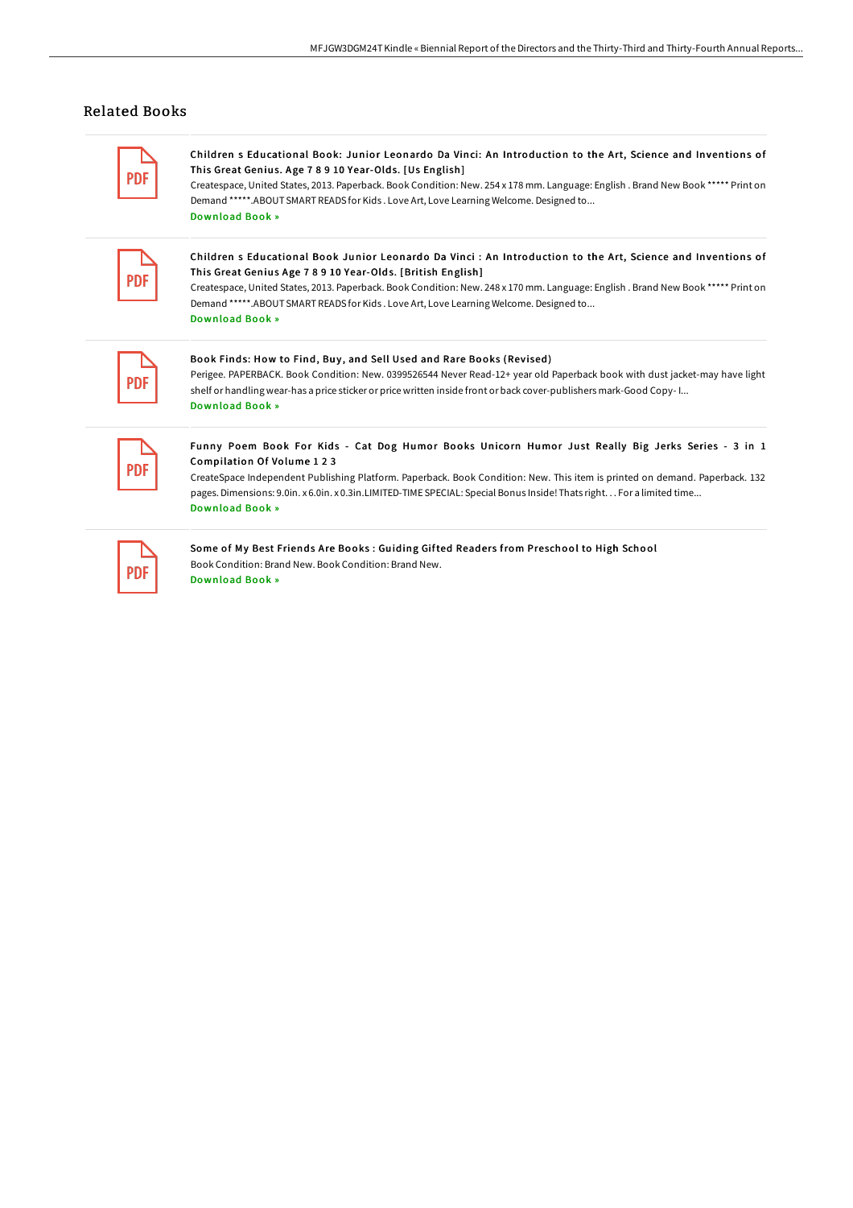## Related Books

PDF

**Children s Educational Book: Junior Leonardo Da Vinci: An Introduction to the Art, Science and Inventions of This Great Genius. Age 7 8 9 10 Year-Olds. [Us English]**

Createspace, United States, 2013. Paperback. Book Condition: New. 254 x 178 mm. Language: English . Brand New Book ***** Print on Demand *****.ABOUT SMART READS for Kids . Love Art, Love Learning Welcome. Designed to...

Download Book »

PDF

**Children s Educational Book Junior Leonardo Da Vinci : An Introduction to the Art, Science and Inventions of This Great Genius Age 7 8 9 10 Year-Olds. [British English]**

Createspace, United States, 2013. Paperback. Book Condition: New. 248 x 170 mm. Language: English . Brand New Book ***** Print on Demand *****.ABOUT SMART READS for Kids . Love Art, Love Learning Welcome. Designed to...

Download Book »

PDF

**Book Finds: How to Find, Buy, and Sell Used and Rare Books (Revised)**

Perigee. PAPERBACK. Book Condition: New. 0399526544 Never Read-12+ year old Paperback book with dust jacket-may have light shelf or handling wear-has a price sticker or price written inside front or back cover-publishers mark-Good Copy- I...

Download Book »

PDF

**Funny Poem Book For Kids - Cat Dog Humor Books Unicorn Humor Just Really Big Jerks Series - 3 in 1 Compilation Of Volume 1 2 3**

CreateSpace Independent Publishing Platform. Paperback. Book Condition: New. This item is printed on demand. Paperback. 132 pages. Dimensions: 9.0in. x 6.0in. x 0.3in.LIMITED-TIME SPECIAL: Special Bonus Inside! Thats right. . . For a limited time...

Download Book »

PDF

**Some of My Best Friends Are Books : Guiding Gifted Readers from Preschool to High School**

Book Condition: Brand New. Book Condition: Brand New.

Download Book »